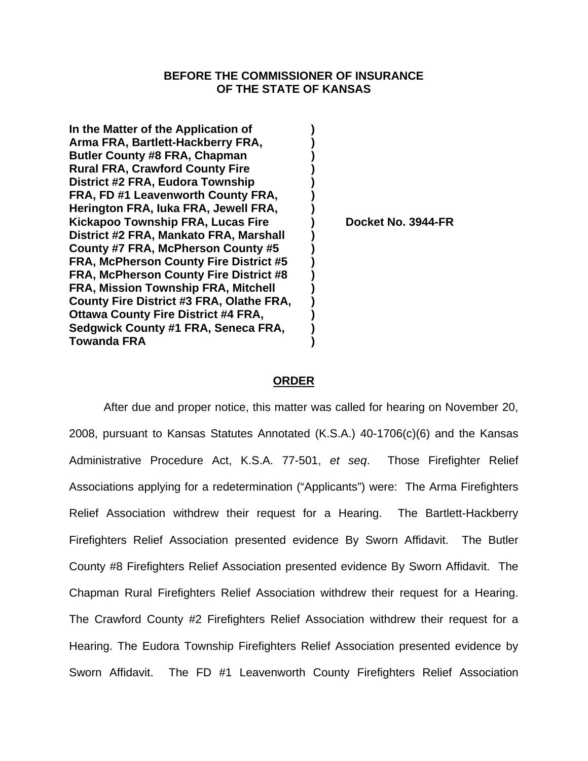**BEFORE THE COMMISSIONER OF INSURANCE OF THE STATE OF KANSAS**

**In the Matter of the Application of Arma FRA, Bartlett-Hackberry FRA, Butler County #8 FRA, Chapman Rural FRA, Crawford County Fire District #2 FRA, Eudora Township FRA, FD #1 Leavenworth County FRA, Herington FRA, Iuka FRA, Jewell FRA, Kickapoo Township FRA, Lucas Fire District #2 FRA, Mankato FRA, Marshall County #7 FRA, McPherson County #5 FRA, McPherson County Fire District #5 FRA, McPherson County Fire District #8 FRA, Mission Township FRA, Mitchell County Fire District #3 FRA, Olathe FRA, Ottawa County Fire District #4 FRA, Sedgwick County #1 FRA, Seneca FRA, Towanda FRA**

**Docket No. 3944-FR**

## ORDER

After due and proper notice, this matter was called for hearing on November 20, 2008, pursuant to Kansas Statutes Annotated (K.S.A.) 40-1706(c)(6) and the Kansas Administrative Procedure Act, K.S.A. 77-501, *et seq*. Those Firefighter Relief Associations applying for a redetermination ("Applicants") were: The Arma Firefighters Relief Association withdrew their request for a Hearing. The Bartlett-Hackberry Firefighters Relief Association presented evidence By Sworn Affidavit. The Butler County #8 Firefighters Relief Association presented evidence By Sworn Affidavit. The Chapman Rural Firefighters Relief Association withdrew their request for a Hearing. The Crawford County #2 Firefighters Relief Association withdrew their request for a Hearing. The Eudora Township Firefighters Relief Association presented evidence by Sworn Affidavit. The FD #1 Leavenworth County Firefighters Relief Association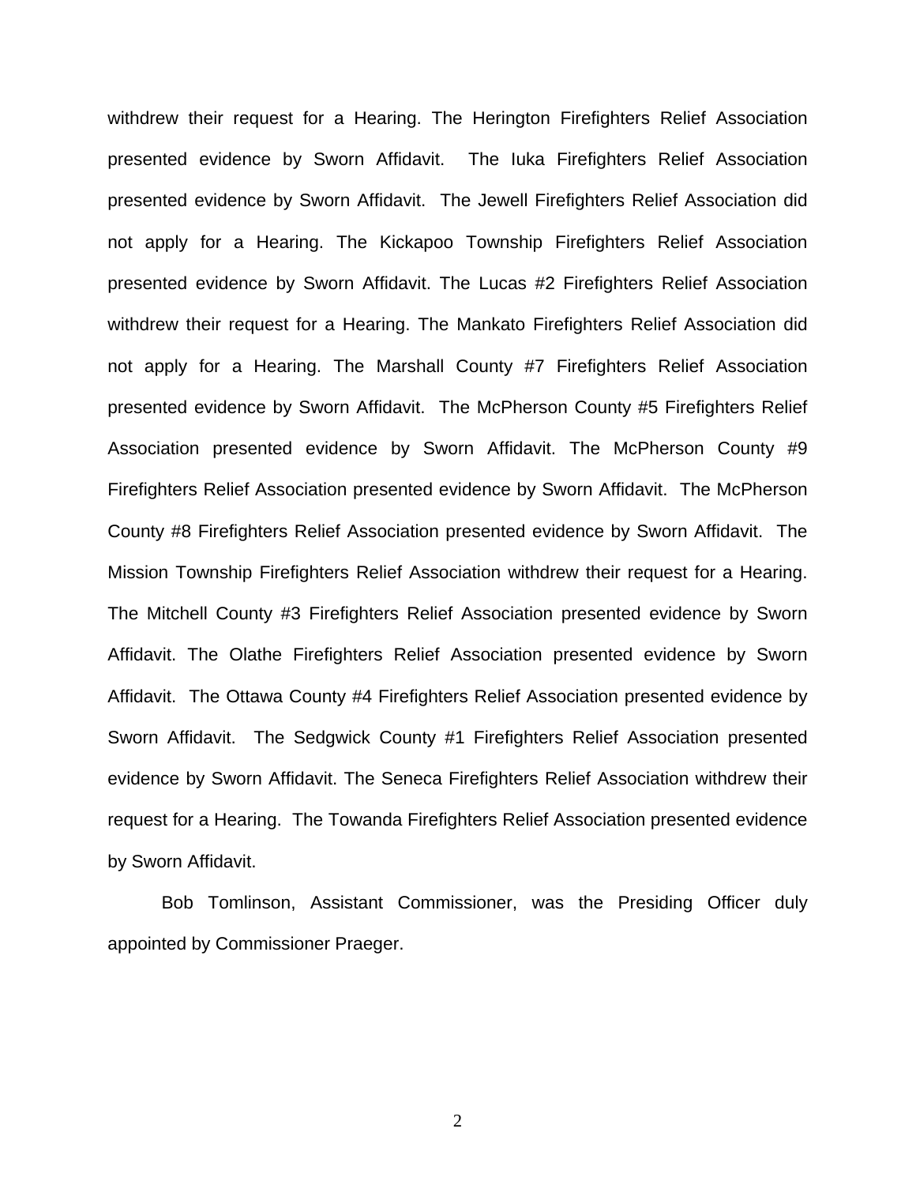withdrew their request for a Hearing. The Herington Firefighters Relief Association presented evidence by Sworn Affidavit. The Iuka Firefighters Relief Association presented evidence by Sworn Affidavit. The Jewell Firefighters Relief Association did not apply for a Hearing. The Kickapoo Township Firefighters Relief Association presented evidence by Sworn Affidavit. The Lucas #2 Firefighters Relief Association withdrew their request for a Hearing. The Mankato Firefighters Relief Association did not apply for a Hearing. The Marshall County #7 Firefighters Relief Association presented evidence by Sworn Affidavit. The McPherson County #5 Firefighters Relief Association presented evidence by Sworn Affidavit. The McPherson County #9 Firefighters Relief Association presented evidence by Sworn Affidavit. The McPherson County #8 Firefighters Relief Association presented evidence by Sworn Affidavit. The Mission Township Firefighters Relief Association withdrew their request for a Hearing. The Mitchell County #3 Firefighters Relief Association presented evidence by Sworn Affidavit. The Olathe Firefighters Relief Association presented evidence by Sworn Affidavit. The Ottawa County #4 Firefighters Relief Association presented evidence by Sworn Affidavit. The Sedgwick County #1 Firefighters Relief Association presented evidence by Sworn Affidavit. The Seneca Firefighters Relief Association withdrew their request for a Hearing. The Towanda Firefighters Relief Association presented evidence by Sworn Affidavit.

Bob Tomlinson, Assistant Commissioner, was the Presiding Officer duly appointed by Commissioner Praeger.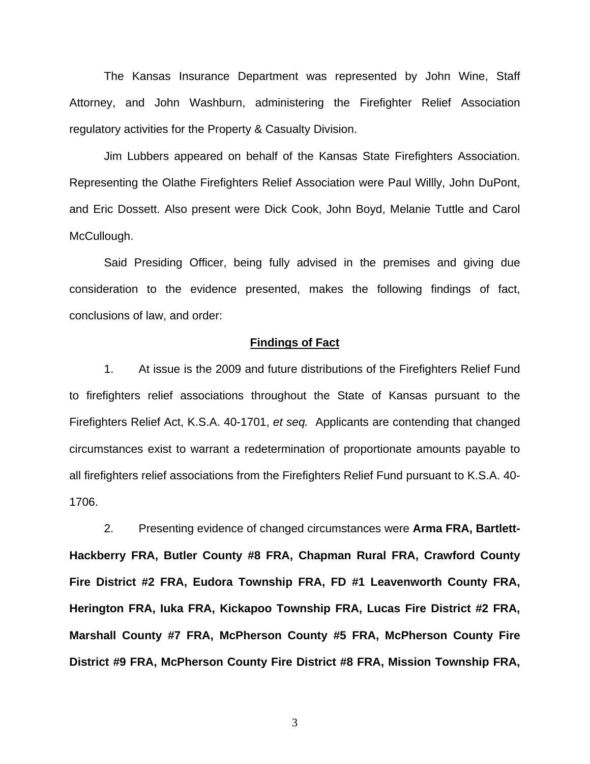The Kansas Insurance Department was represented by John Wine, Staff Attorney, and John Washburn, administering the Firefighter Relief Association regulatory activities for the Property & Casualty Division.

Jim Lubbers appeared on behalf of the Kansas State Firefighters Association. Representing the Olathe Firefighters Relief Association were Paul Willly, John DuPont, and Eric Dossett. Also present were Dick Cook, John Boyd, Melanie Tuttle and Carol McCullough.

Said Presiding Officer, being fully advised in the premises and giving due consideration to the evidence presented, makes the following findings of fact, conclusions of law, and order:

## Findings of Fact

1. At issue is the 2009 and future distributions of the Firefighters Relief Fund to firefighters relief associations throughout the State of Kansas pursuant to the Firefighters Relief Act, K.S.A. 40-1701, *et seq.* Applicants are contending that changed circumstances exist to warrant a redetermination of proportionate amounts payable to all firefighters relief associations from the Firefighters Relief Fund pursuant to K.S.A. 40-1706.

2. Presenting evidence of changed circumstances were **Arma FRA, Bartlett-Hackberry FRA, Butler County #8 FRA, Chapman Rural FRA, Crawford County Fire District #2 FRA, Eudora Township FRA, FD #1 Leavenworth County FRA, Herington FRA, Iuka FRA, Kickapoo Township FRA, Lucas Fire District #2 FRA, Marshall County #7 FRA, McPherson County #5 FRA, McPherson County Fire District #9 FRA, McPherson County Fire District #8 FRA, Mission Township FRA,**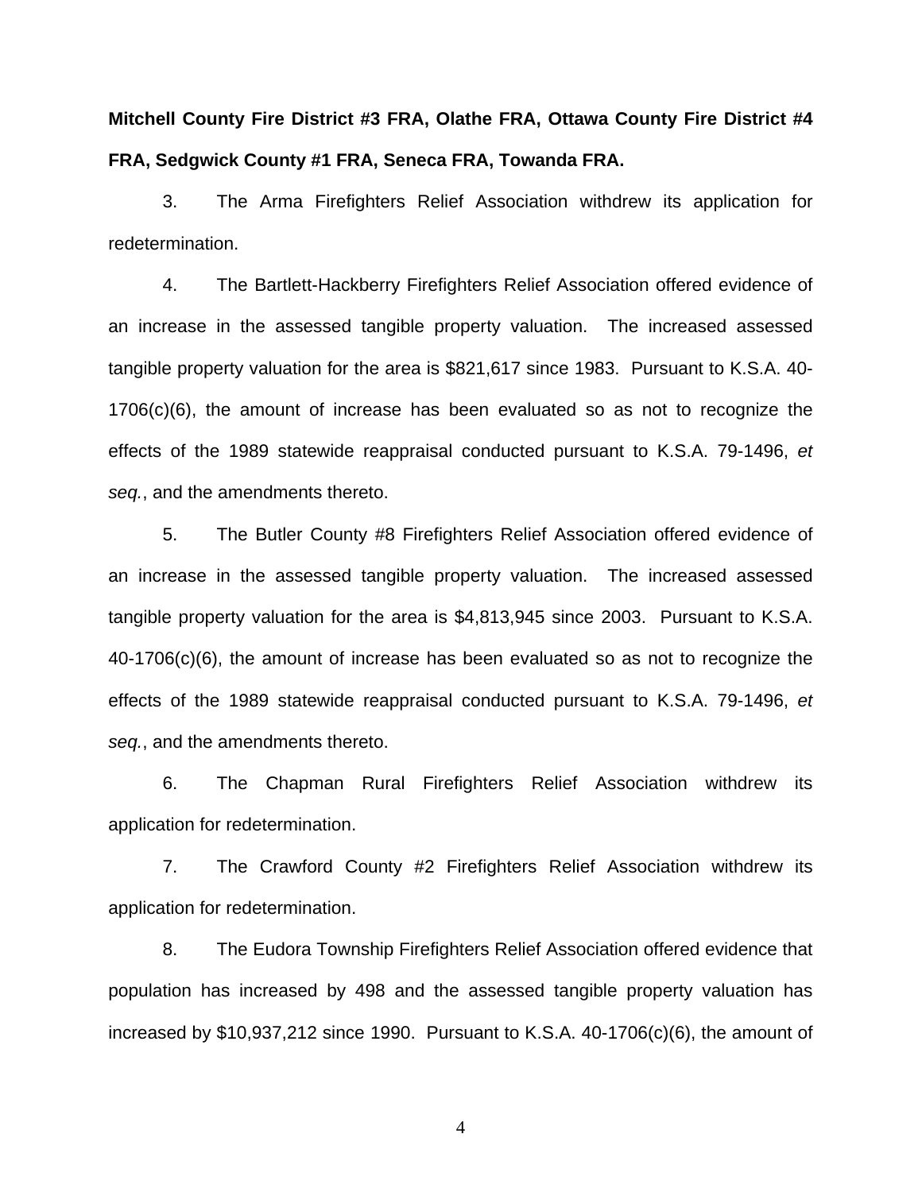**Mitchell County Fire District #3 FRA, Olathe FRA, Ottawa County Fire District #4 FRA, Sedgwick County #1 FRA, Seneca FRA, Towanda FRA.**

3. The Arma Firefighters Relief Association withdrew its application for redetermination.

4. The Bartlett-Hackberry Firefighters Relief Association offered evidence of an increase in the assessed tangible property valuation. The increased assessed tangible property valuation for the area is $821,617 since 1983. Pursuant to K.S.A. 40-1706(c)(6), the amount of increase has been evaluated so as not to recognize the effects of the 1989 statewide reappraisal conducted pursuant to K.S.A. 79-1496, *et seq.*, and the amendments thereto.

5. The Butler County #8 Firefighters Relief Association offered evidence of an increase in the assessed tangible property valuation. The increased assessed tangible property valuation for the area is $4,813,945 since 2003. Pursuant to K.S.A. 40-1706(c)(6), the amount of increase has been evaluated so as not to recognize the effects of the 1989 statewide reappraisal conducted pursuant to K.S.A. 79-1496, *et seq.*, and the amendments thereto.

6. The Chapman Rural Firefighters Relief Association withdrew its application for redetermination.

7. The Crawford County #2 Firefighters Relief Association withdrew its application for redetermination.

8. The Eudora Township Firefighters Relief Association offered evidence that population has increased by 498 and the assessed tangible property valuation has increased by $10,937,212 since 1990. Pursuant to K.S.A. 40-1706(c)(6), the amount of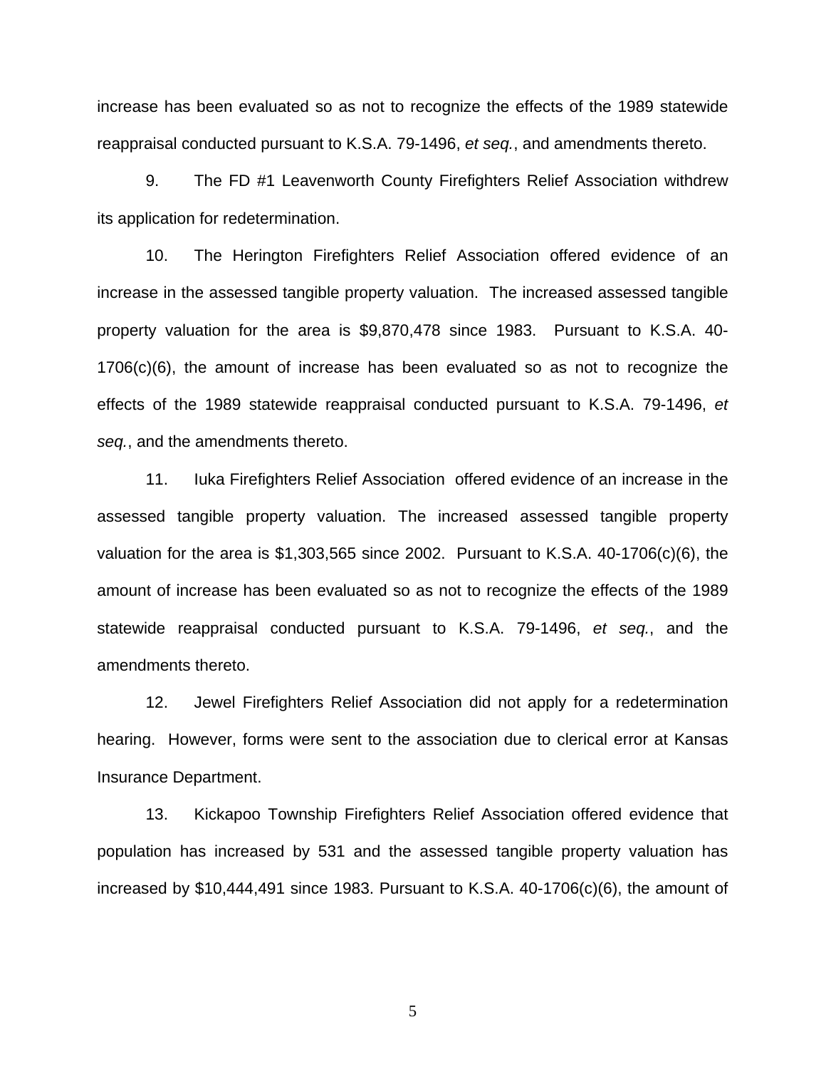increase has been evaluated so as not to recognize the effects of the 1989 statewide reappraisal conducted pursuant to K.S.A. 79-1496, *et seq.*, and amendments thereto.

9. The FD #1 Leavenworth County Firefighters Relief Association withdrew its application for redetermination.

10. The Herington Firefighters Relief Association offered evidence of an increase in the assessed tangible property valuation. The increased assessed tangible property valuation for the area is $9,870,478 since 1983. Pursuant to K.S.A. 40-1706(c)(6), the amount of increase has been evaluated so as not to recognize the effects of the 1989 statewide reappraisal conducted pursuant to K.S.A. 79-1496, *et seq.*, and the amendments thereto.

11. Iuka Firefighters Relief Association offered evidence of an increase in the assessed tangible property valuation. The increased assessed tangible property valuation for the area is $1,303,565 since 2002. Pursuant to K.S.A. 40-1706(c)(6), the amount of increase has been evaluated so as not to recognize the effects of the 1989 statewide reappraisal conducted pursuant to K.S.A. 79-1496, *et seq.*, and the amendments thereto.

12. Jewel Firefighters Relief Association did not apply for a redetermination hearing. However, forms were sent to the association due to clerical error at Kansas Insurance Department.

13. Kickapoo Township Firefighters Relief Association offered evidence that population has increased by 531 and the assessed tangible property valuation has increased by $10,444,491 since 1983. Pursuant to K.S.A. 40-1706(c)(6), the amount of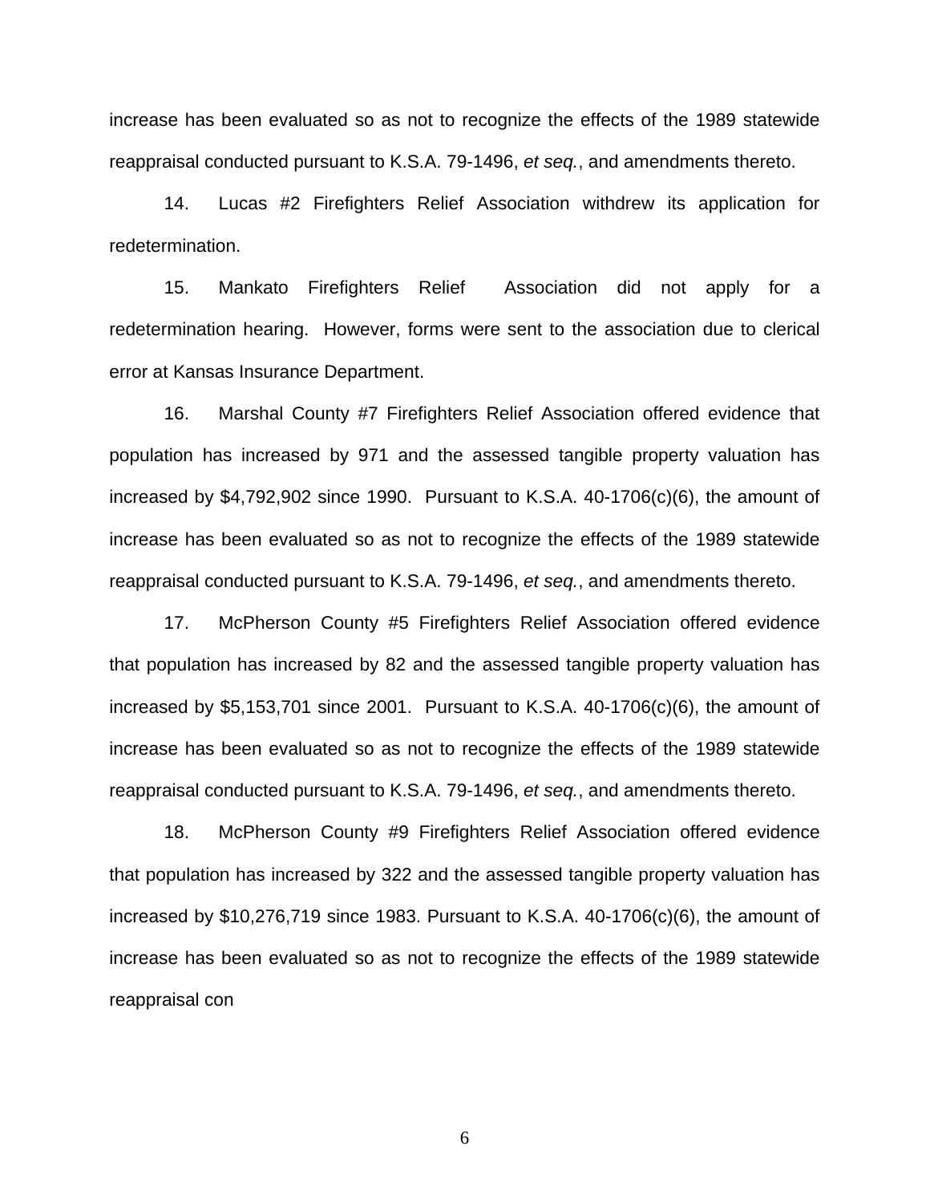increase has been evaluated so as not to recognize the effects of the 1989 statewide reappraisal conducted pursuant to K.S.A. 79-1496, *et seq.*, and amendments thereto.

14. Lucas #2 Firefighters Relief Association withdrew its application for redetermination.

15. Mankato Firefighters Relief Association did not apply for a redetermination hearing. However, forms were sent to the association due to clerical error at Kansas Insurance Department.

16. Marshal County #7 Firefighters Relief Association offered evidence that population has increased by 971 and the assessed tangible property valuation has increased by $4,792,902 since 1990. Pursuant to K.S.A. 40-1706(c)(6), the amount of increase has been evaluated so as not to recognize the effects of the 1989 statewide reappraisal conducted pursuant to K.S.A. 79-1496, *et seq.*, and amendments thereto.

17. McPherson County #5 Firefighters Relief Association offered evidence that population has increased by 82 and the assessed tangible property valuation has increased by $5,153,701 since 2001. Pursuant to K.S.A. 40-1706(c)(6), the amount of increase has been evaluated so as not to recognize the effects of the 1989 statewide reappraisal conducted pursuant to K.S.A. 79-1496, *et seq.*, and amendments thereto.

18. McPherson County #9 Firefighters Relief Association offered evidence that population has increased by 322 and the assessed tangible property valuation has increased by $10,276,719 since 1983. Pursuant to K.S.A. 40-1706(c)(6), the amount of increase has been evaluated so as not to recognize the effects of the 1989 statewide reappraisal con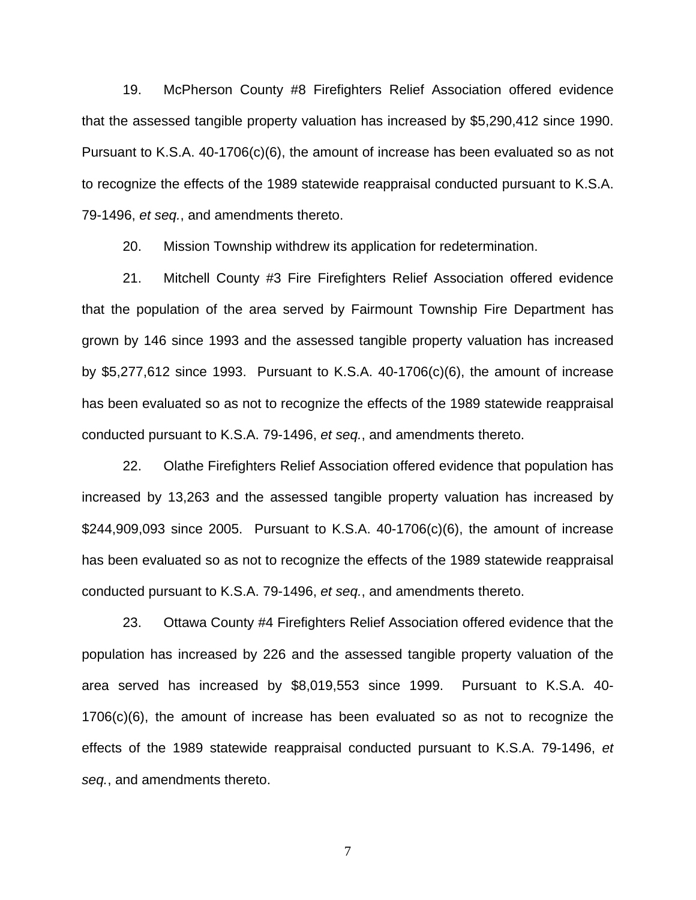19. McPherson County #8 Firefighters Relief Association offered evidence that the assessed tangible property valuation has increased by $5,290,412 since 1990. Pursuant to K.S.A. 40-1706(c)(6), the amount of increase has been evaluated so as not to recognize the effects of the 1989 statewide reappraisal conducted pursuant to K.S.A. 79-1496, *et seq.*, and amendments thereto.

20. Mission Township withdrew its application for redetermination.

21. Mitchell County #3 Fire Firefighters Relief Association offered evidence that the population of the area served by Fairmount Township Fire Department has grown by 146 since 1993 and the assessed tangible property valuation has increased by $5,277,612 since 1993. Pursuant to K.S.A. 40-1706(c)(6), the amount of increase has been evaluated so as not to recognize the effects of the 1989 statewide reappraisal conducted pursuant to K.S.A. 79-1496, *et seq.*, and amendments thereto.

22. Olathe Firefighters Relief Association offered evidence that population has increased by 13,263 and the assessed tangible property valuation has increased by $244,909,093 since 2005. Pursuant to K.S.A. 40-1706(c)(6), the amount of increase has been evaluated so as not to recognize the effects of the 1989 statewide reappraisal conducted pursuant to K.S.A. 79-1496, *et seq.*, and amendments thereto.

23. Ottawa County #4 Firefighters Relief Association offered evidence that the population has increased by 226 and the assessed tangible property valuation of the area served has increased by $8,019,553 since 1999. Pursuant to K.S.A. 40-1706(c)(6), the amount of increase has been evaluated so as not to recognize the effects of the 1989 statewide reappraisal conducted pursuant to K.S.A. 79-1496, *et seq.*, and amendments thereto.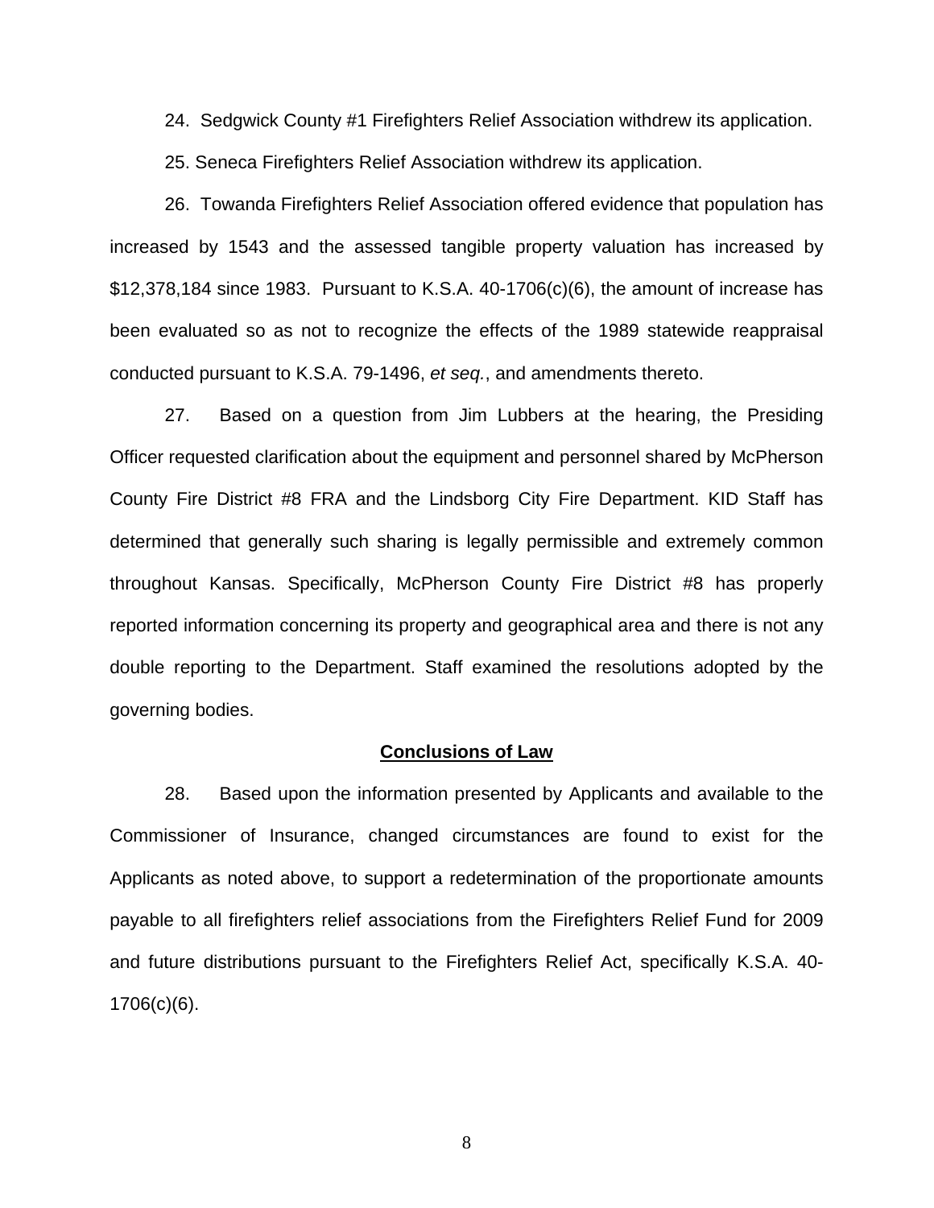24. Sedgwick County #1 Firefighters Relief Association withdrew its application.

25. Seneca Firefighters Relief Association withdrew its application.

26. Towanda Firefighters Relief Association offered evidence that population has increased by 1543 and the assessed tangible property valuation has increased by $12,378,184 since 1983. Pursuant to K.S.A. 40-1706(c)(6), the amount of increase has been evaluated so as not to recognize the effects of the 1989 statewide reappraisal conducted pursuant to K.S.A. 79-1496, *et seq.*, and amendments thereto.

27. Based on a question from Jim Lubbers at the hearing, the Presiding Officer requested clarification about the equipment and personnel shared by McPherson County Fire District #8 FRA and the Lindsborg City Fire Department. KID Staff has determined that generally such sharing is legally permissible and extremely common throughout Kansas. Specifically, McPherson County Fire District #8 has properly reported information concerning its property and geographical area and there is not any double reporting to the Department. Staff examined the resolutions adopted by the governing bodies.

## Conclusions of Law

28. Based upon the information presented by Applicants and available to the Commissioner of Insurance, changed circumstances are found to exist for the Applicants as noted above, to support a redetermination of the proportionate amounts payable to all firefighters relief associations from the Firefighters Relief Fund for 2009 and future distributions pursuant to the Firefighters Relief Act, specifically K.S.A. 40-1706(c)(6).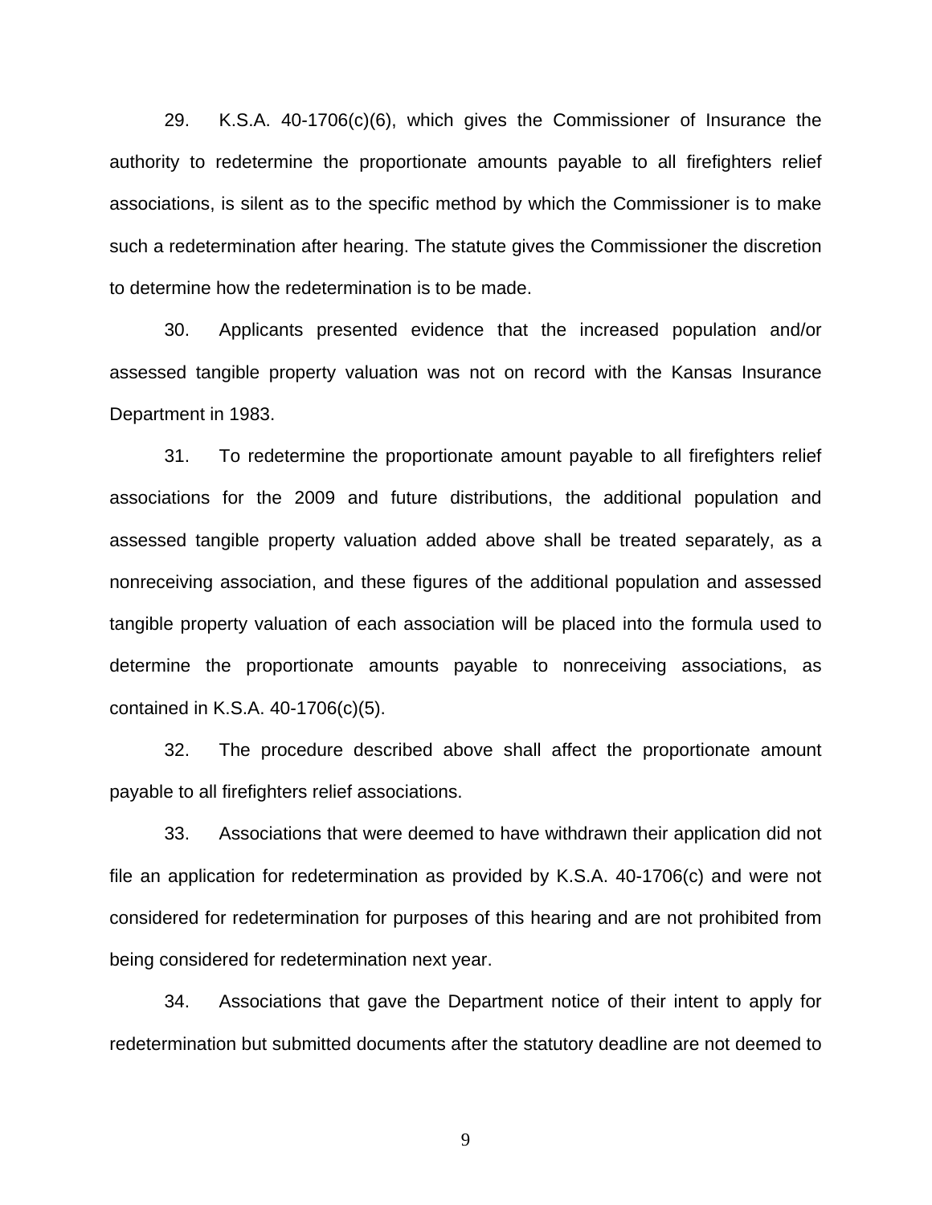29. K.S.A. 40-1706(c)(6), which gives the Commissioner of Insurance the authority to redetermine the proportionate amounts payable to all firefighters relief associations, is silent as to the specific method by which the Commissioner is to make such a redetermination after hearing. The statute gives the Commissioner the discretion to determine how the redetermination is to be made.

30. Applicants presented evidence that the increased population and/or assessed tangible property valuation was not on record with the Kansas Insurance Department in 1983.

31. To redetermine the proportionate amount payable to all firefighters relief associations for the 2009 and future distributions, the additional population and assessed tangible property valuation added above shall be treated separately, as a nonreceiving association, and these figures of the additional population and assessed tangible property valuation of each association will be placed into the formula used to determine the proportionate amounts payable to nonreceiving associations, as contained in K.S.A. 40-1706(c)(5).

32. The procedure described above shall affect the proportionate amount payable to all firefighters relief associations.

33. Associations that were deemed to have withdrawn their application did not file an application for redetermination as provided by K.S.A. 40-1706(c) and were not considered for redetermination for purposes of this hearing and are not prohibited from being considered for redetermination next year.

34. Associations that gave the Department notice of their intent to apply for redetermination but submitted documents after the statutory deadline are not deemed to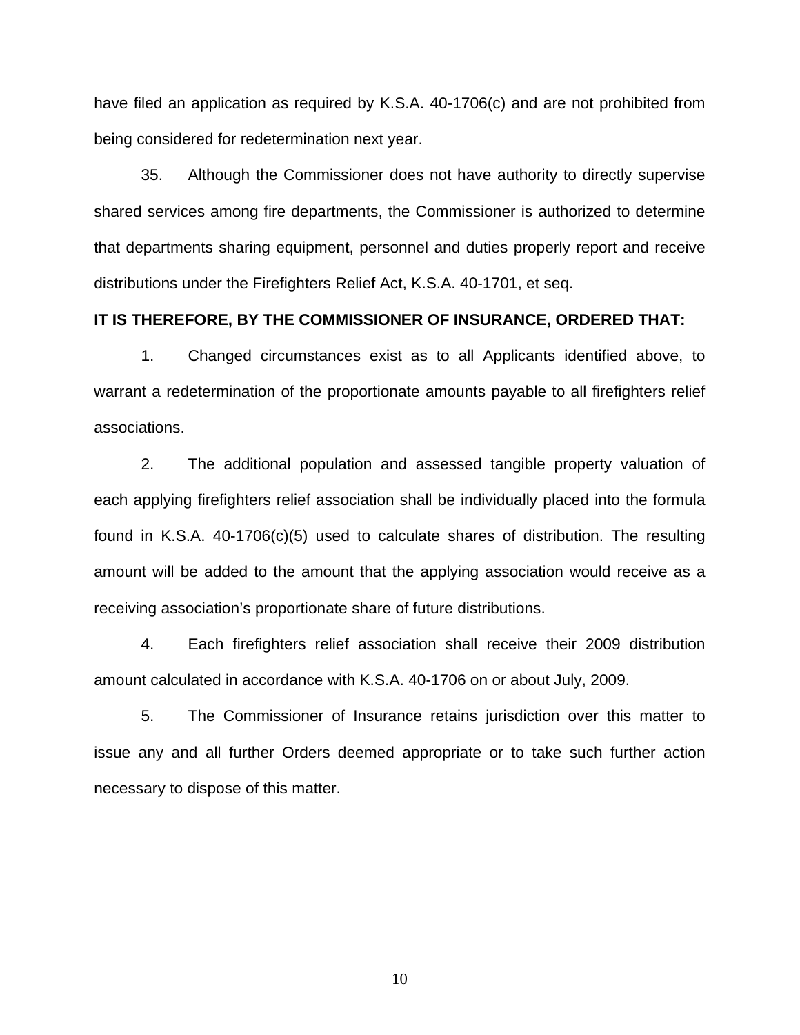have filed an application as required by K.S.A. 40-1706(c) and are not prohibited from being considered for redetermination next year.

35. Although the Commissioner does not have authority to directly supervise shared services among fire departments, the Commissioner is authorized to determine that departments sharing equipment, personnel and duties properly report and receive distributions under the Firefighters Relief Act, K.S.A. 40-1701, et seq.

**IT IS THEREFORE, BY THE COMMISSIONER OF INSURANCE, ORDERED THAT:**

1. Changed circumstances exist as to all Applicants identified above, to warrant a redetermination of the proportionate amounts payable to all firefighters relief associations.

2. The additional population and assessed tangible property valuation of each applying firefighters relief association shall be individually placed into the formula found in K.S.A. 40-1706(c)(5) used to calculate shares of distribution. The resulting amount will be added to the amount that the applying association would receive as a receiving association's proportionate share of future distributions.

4. Each firefighters relief association shall receive their 2009 distribution amount calculated in accordance with K.S.A. 40-1706 on or about July, 2009.

5. The Commissioner of Insurance retains jurisdiction over this matter to issue any and all further Orders deemed appropriate or to take such further action necessary to dispose of this matter.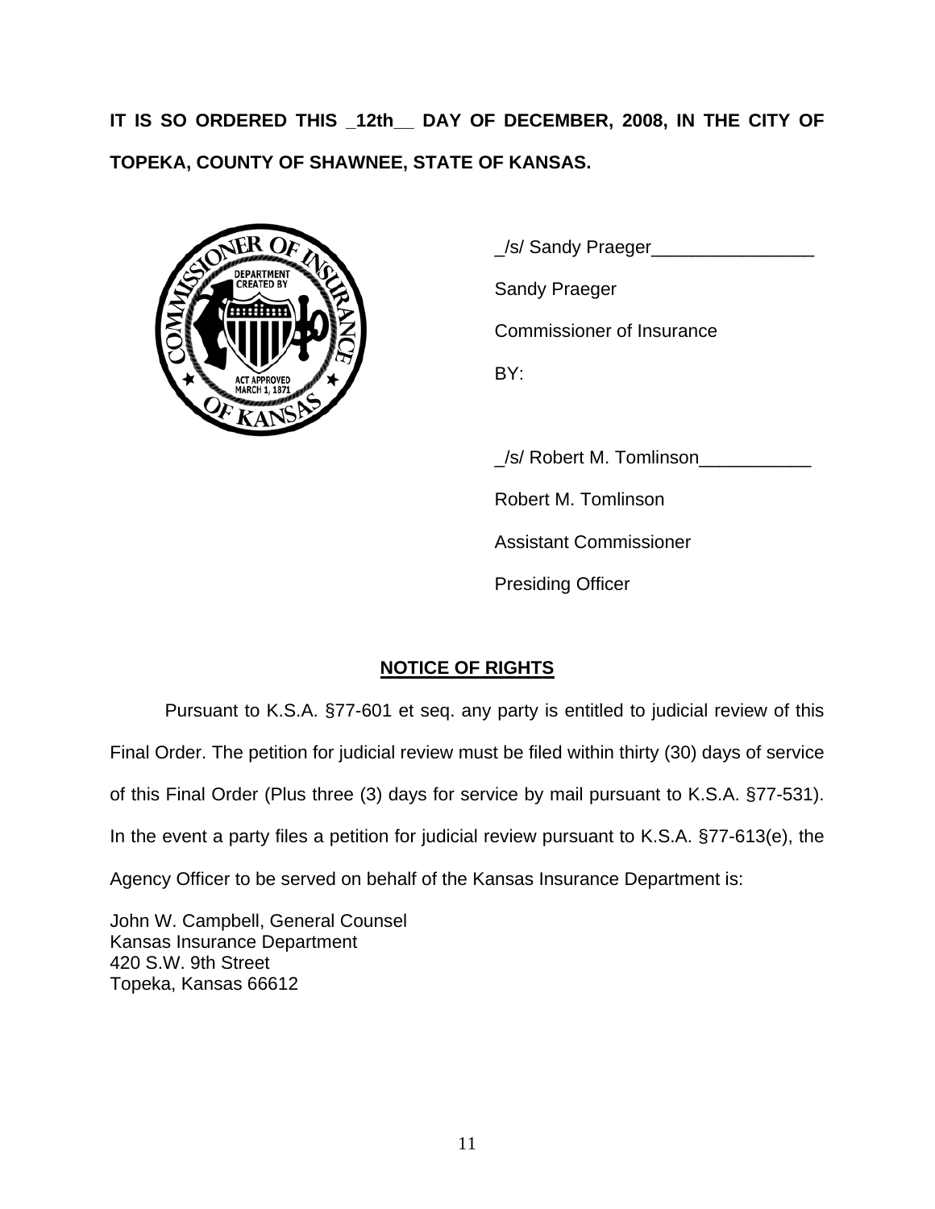**IT IS SO ORDERED THIS _12th__ DAY OF DECEMBER, 2008, IN THE CITY OF TOPEKA, COUNTY OF SHAWNEE, STATE OF KANSAS.**

_/s/ Sandy Praeger________________

Sandy Praeger

Commissioner of Insurance

BY:

_/s/ Robert M. Tomlinson___________

Robert M. Tomlinson

Assistant Commissioner

Presiding Officer

**NOTICE OF RIGHTS**

Pursuant to K.S.A. §77-601 et seq. any party is entitled to judicial review of this Final Order. The petition for judicial review must be filed within thirty (30) days of service of this Final Order (Plus three (3) days for service by mail pursuant to K.S.A. §77-531). In the event a party files a petition for judicial review pursuant to K.S.A. §77-613(e), the Agency Officer to be served on behalf of the Kansas Insurance Department is:

John W. Campbell, General Counsel
Kansas Insurance Department
420 S.W. 9th Street
Topeka, Kansas 66612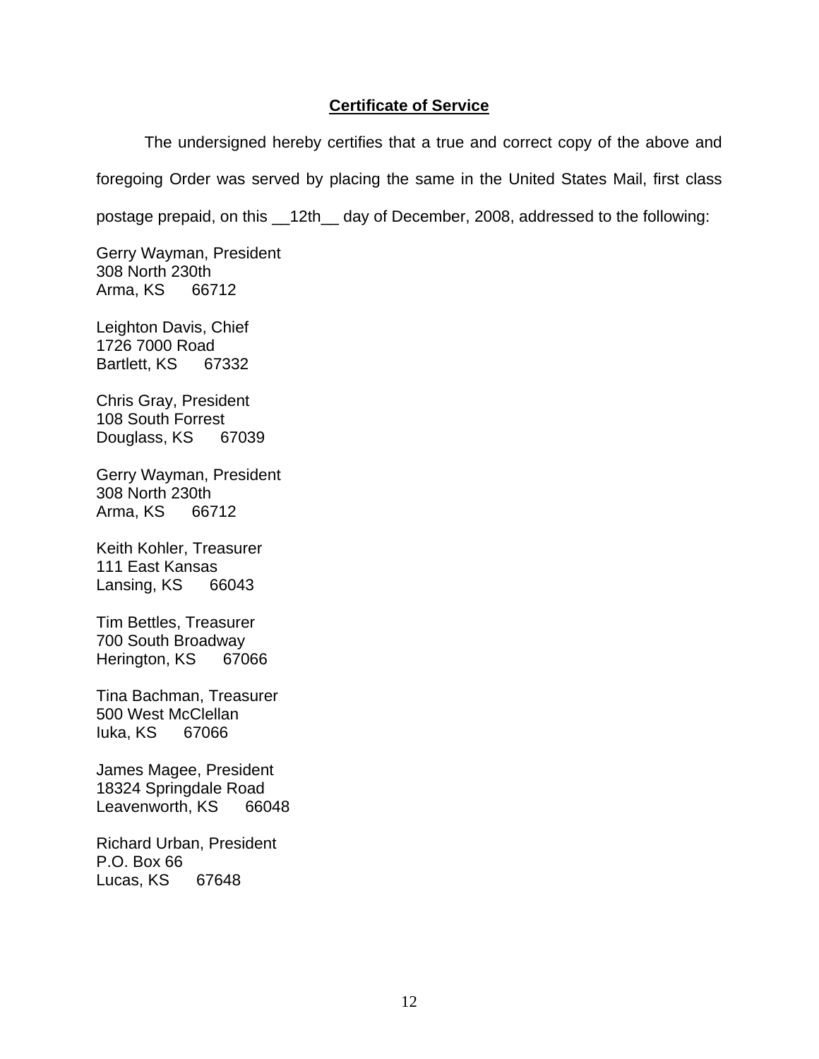## **Certificate of Service**

The undersigned hereby certifies that a true and correct copy of the above and foregoing Order was served by placing the same in the United States Mail, first class postage prepaid, on this __12th__ day of December, 2008, addressed to the following:

Gerry Wayman, President  
308 North 230th  
Arma, KS 66712

Leighton Davis, Chief  
1726 7000 Road  
Bartlett, KS 67332

Chris Gray, President  
108 South Forrest  
Douglass, KS 67039

Gerry Wayman, President  
308 North 230th  
Arma, KS 66712

Keith Kohler, Treasurer  
111 East Kansas  
Lansing, KS 66043

Tim Bettles, Treasurer  
700 South Broadway  
Herington, KS 67066

Tina Bachman, Treasurer  
500 West McClellan  
Iuka, KS 67066

James Magee, President  
18324 Springdale Road  
Leavenworth, KS 66048

Richard Urban, President  
P.O. Box 66  
Lucas, KS 67648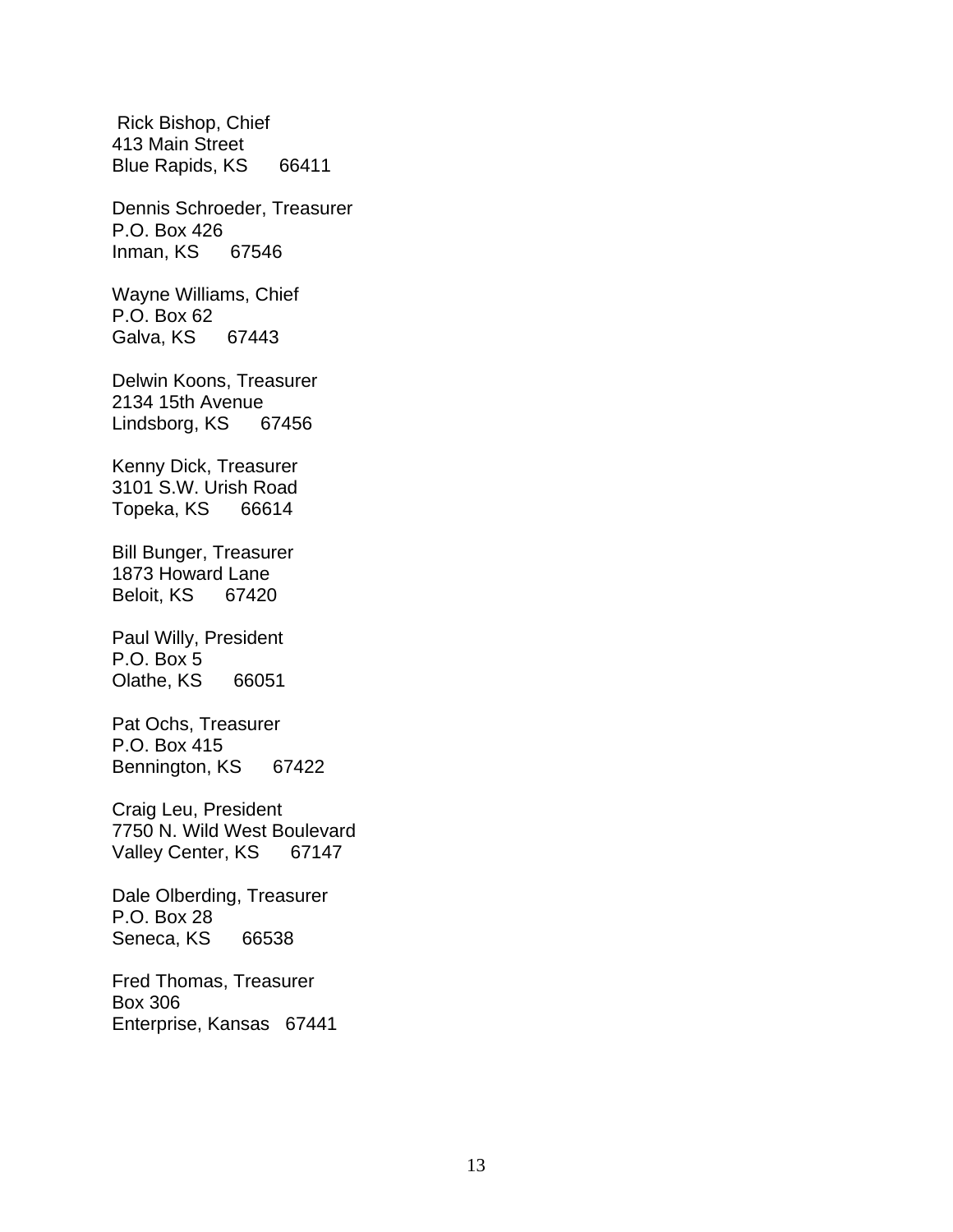Rick Bishop, Chief
413 Main Street
Blue Rapids, KS 66411

Dennis Schroeder, Treasurer
P.O. Box 426
Inman, KS 67546

Wayne Williams, Chief
P.O. Box 62
Galva, KS 67443

Delwin Koons, Treasurer
2134 15th Avenue
Lindsborg, KS 67456

Kenny Dick, Treasurer
3101 S.W. Urish Road
Topeka, KS 66614

Bill Bunger, Treasurer
1873 Howard Lane
Beloit, KS 67420

Paul Willy, President
P.O. Box 5
Olathe, KS 66051

Pat Ochs, Treasurer
P.O. Box 415
Bennington, KS 67422

Craig Leu, President
7750 N. Wild West Boulevard
Valley Center, KS 67147

Dale Olberding, Treasurer
P.O. Box 28
Seneca, KS 66538

Fred Thomas, Treasurer
Box 306
Enterprise, Kansas 67441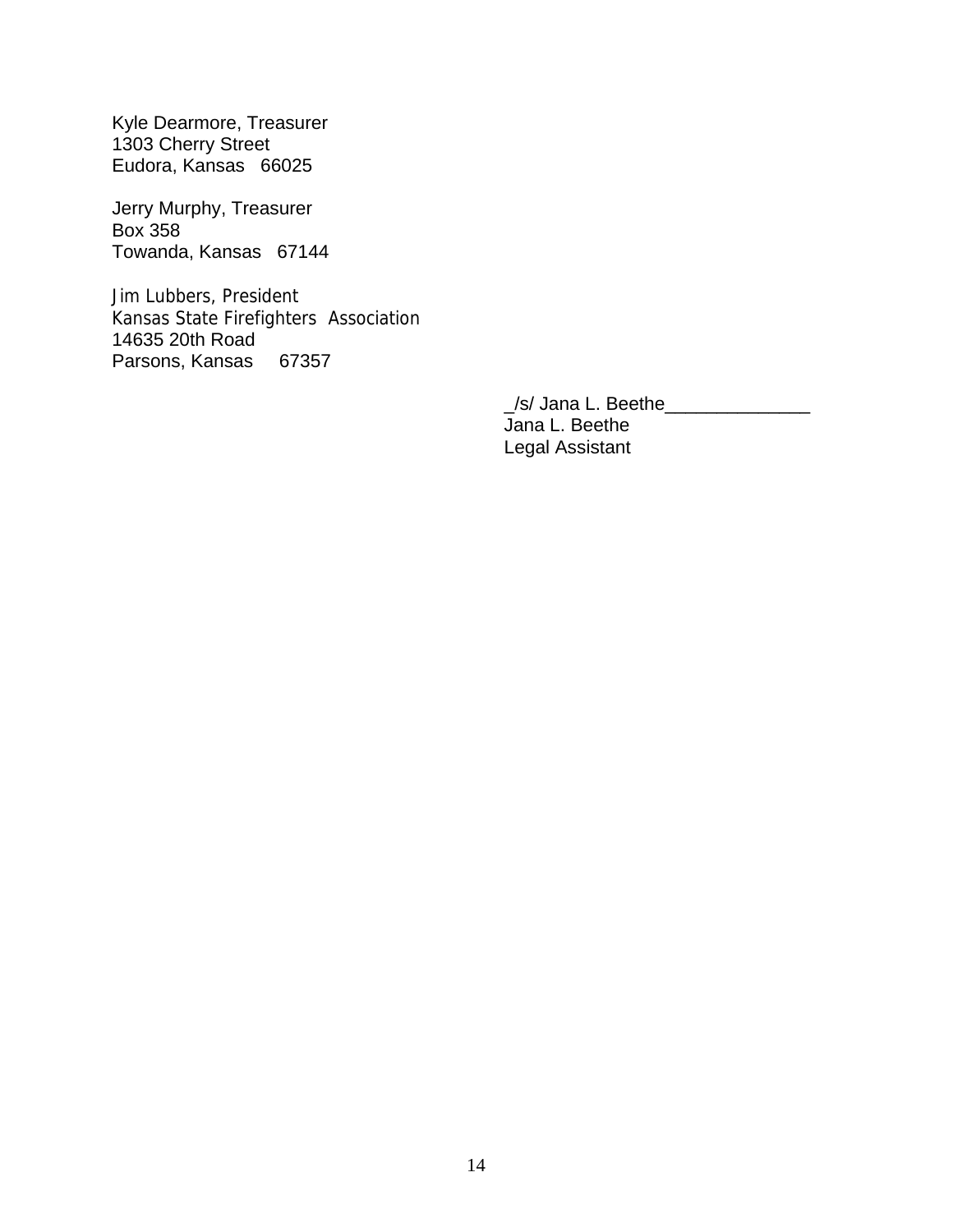Kyle Dearmore, Treasurer
1303 Cherry Street
Eudora, Kansas 66025

Jerry Murphy, Treasurer
Box 358
Towanda, Kansas 67144

Jim Lubbers, President
Kansas State Firefighters Association
14635 20th Road
Parsons, Kansas 67357

_/s/ Jana L. Beethe______________
Jana L. Beethe
Legal Assistant